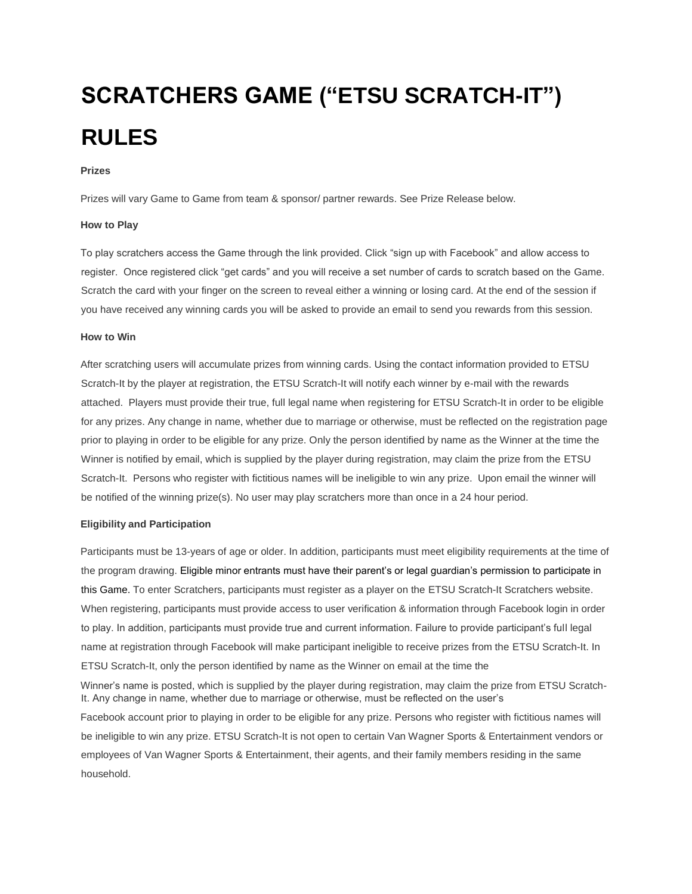# SCRATCHERS GAME ("ETSU SCRATCH-IT") RULES

**Prizes**

Prizes will vary Game to Game from team & sponsor/ partner rewards. See Prize Release below.

**How to Play**

To play scratchers access the Game through the link provided. Click "sign up with Facebook" and allow access to register. Once registered click "get cards" and you will receive a set number of cards to scratch based on the Game. Scratch the card with your finger on the screen to reveal either a winning or losing card. At the end of the session if you have received any winning cards you will be asked to provide an email to send you rewards from this session.

**How to Win**

After scratching users will accumulate prizes from winning cards. Using the contact information provided to ETSU Scratch-It by the player at registration, the ETSU Scratch-It will notify each winner by e-mail with the rewards attached. Players must provide their true, full legal name when registering for ETSU Scratch-It in order to be eligible for any prizes. Any change in name, whether due to marriage or otherwise, must be reflected on the registration page prior to playing in order to be eligible for any prize. Only the person identified by name as the Winner at the time the Winner is notified by email, which is supplied by the player during registration, may claim the prize from the ETSU Scratch-It. Persons who register with fictitious names will be ineligible to win any prize. Upon email the winner will be notified of the winning prize(s). No user may play scratchers more than once in a 24 hour period.

**Eligibility and Participation**

Participants must be 13-years of age or older. In addition, participants must meet eligibility requirements at the time of the program drawing. Eligible minor entrants must have their parent's or legal guardian's permission to participate in this Game. To enter Scratchers, participants must register as a player on the ETSU Scratch-It Scratchers website. When registering, participants must provide access to user verification & information through Facebook login in order to play. In addition, participants must provide true and current information. Failure to provide participant's full legal name at registration through Facebook will make participant ineligible to receive prizes from the ETSU Scratch-It. In ETSU Scratch-It, only the person identified by name as the Winner on email at the time the Winner's name is posted, which is supplied by the player during registration, may claim the prize from ETSU Scratch-It. Any change in name, whether due to marriage or otherwise, must be reflected on the user's Facebook account prior to playing in order to be eligible for any prize. Persons who register with fictitious names will be ineligible to win any prize. ETSU Scratch-It is not open to certain Van Wagner Sports & Entertainment vendors or employees of Van Wagner Sports & Entertainment, their agents, and their family members residing in the same household.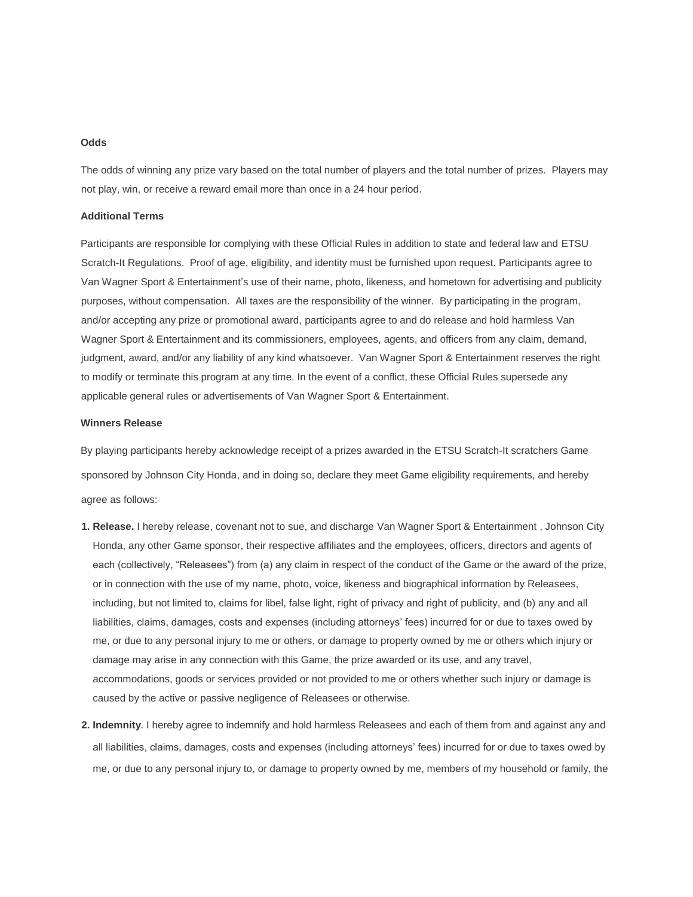**Odds**

The odds of winning any prize vary based on the total number of players and the total number of prizes. Players may not play, win, or receive a reward email more than once in a 24 hour period.

**Additional Terms**

Participants are responsible for complying with these Official Rules in addition to state and federal law and ETSU Scratch-It Regulations. Proof of age, eligibility, and identity must be furnished upon request. Participants agree to Van Wagner Sport & Entertainment's use of their name, photo, likeness, and hometown for advertising and publicity purposes, without compensation. All taxes are the responsibility of the winner. By participating in the program, and/or accepting any prize or promotional award, participants agree to and do release and hold harmless Van Wagner Sport & Entertainment and its commissioners, employees, agents, and officers from any claim, demand, judgment, award, and/or any liability of any kind whatsoever. Van Wagner Sport & Entertainment reserves the right to modify or terminate this program at any time. In the event of a conflict, these Official Rules supersede any applicable general rules or advertisements of Van Wagner Sport & Entertainment.

**Winners Release**

By playing participants hereby acknowledge receipt of a prizes awarded in the ETSU Scratch-It scratchers Game sponsored by Johnson City Honda, and in doing so, declare they meet Game eligibility requirements, and hereby agree as follows:

1. **Release.** I hereby release, covenant not to sue, and discharge Van Wagner Sport & Entertainment , Johnson City Honda, any other Game sponsor, their respective affiliates and the employees, officers, directors and agents of each (collectively, "Releasees") from (a) any claim in respect of the conduct of the Game or the award of the prize, or in connection with the use of my name, photo, voice, likeness and biographical information by Releasees, including, but not limited to, claims for libel, false light, right of privacy and right of publicity, and (b) any and all liabilities, claims, damages, costs and expenses (including attorneys' fees) incurred for or due to taxes owed by me, or due to any personal injury to me or others, or damage to property owned by me or others which injury or damage may arise in any connection with this Game, the prize awarded or its use, and any travel, accommodations, goods or services provided or not provided to me or others whether such injury or damage is caused by the active or passive negligence of Releasees or otherwise.
2. **Indemnity**. I hereby agree to indemnify and hold harmless Releasees and each of them from and against any and all liabilities, claims, damages, costs and expenses (including attorneys' fees) incurred for or due to taxes owed by me, or due to any personal injury to, or damage to property owned by me, members of my household or family, the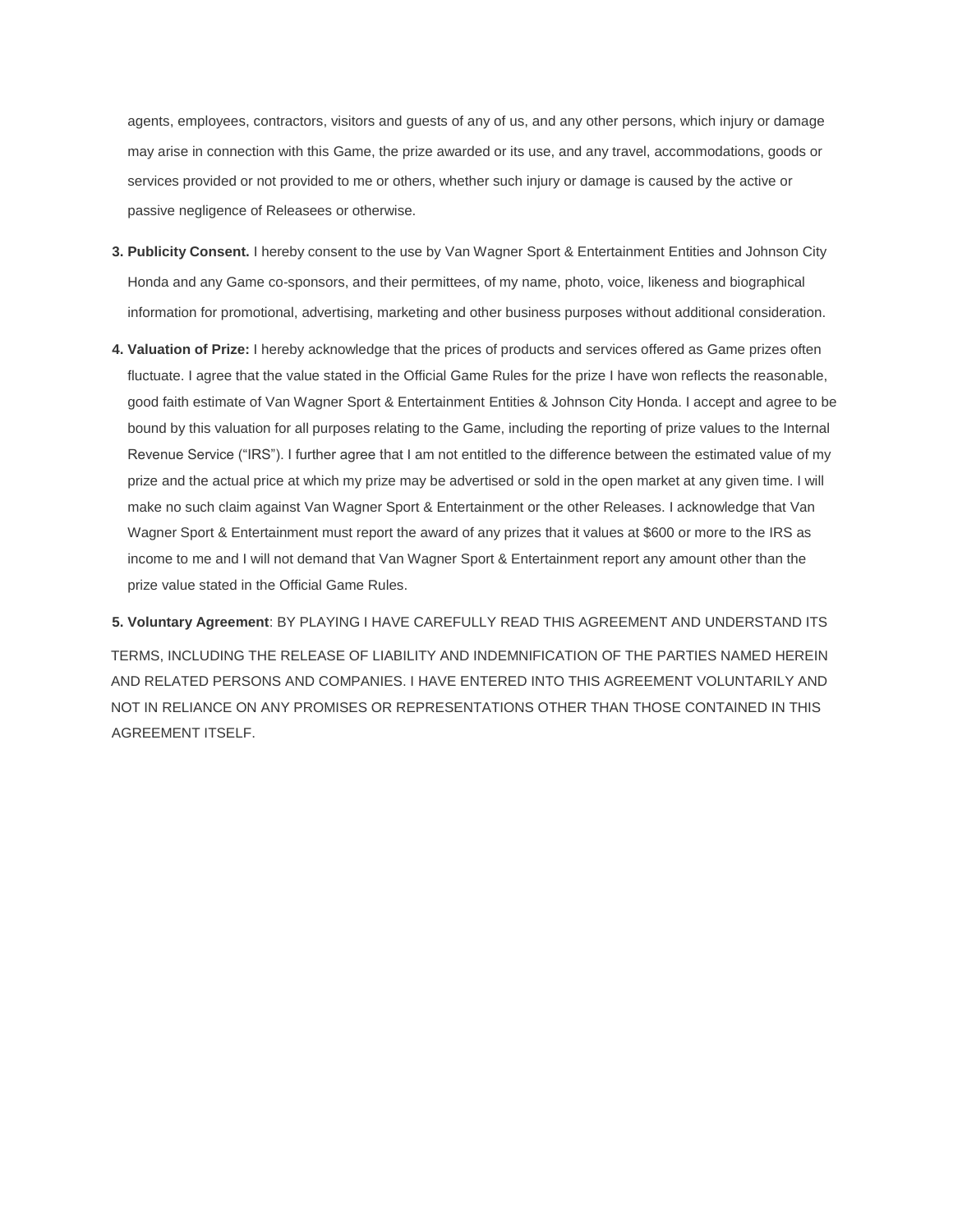agents, employees, contractors, visitors and guests of any of us, and any other persons, which injury or damage may arise in connection with this Game, the prize awarded or its use, and any travel, accommodations, goods or services provided or not provided to me or others, whether such injury or damage is caused by the active or passive negligence of Releasees or otherwise.

3. **Publicity Consent.** I hereby consent to the use by Van Wagner Sport & Entertainment Entities and Johnson City Honda and any Game co-sponsors, and their permittees, of my name, photo, voice, likeness and biographical information for promotional, advertising, marketing and other business purposes without additional consideration.

4. **Valuation of Prize:** I hereby acknowledge that the prices of products and services offered as Game prizes often fluctuate. I agree that the value stated in the Official Game Rules for the prize I have won reflects the reasonable, good faith estimate of Van Wagner Sport & Entertainment Entities & Johnson City Honda. I accept and agree to be bound by this valuation for all purposes relating to the Game, including the reporting of prize values to the Internal Revenue Service ("IRS"). I further agree that I am not entitled to the difference between the estimated value of my prize and the actual price at which my prize may be advertised or sold in the open market at any given time. I will make no such claim against Van Wagner Sport & Entertainment or the other Releases. I acknowledge that Van Wagner Sport & Entertainment must report the award of any prizes that it values at $600 or more to the IRS as income to me and I will not demand that Van Wagner Sport & Entertainment report any amount other than the prize value stated in the Official Game Rules.

5. **Voluntary Agreement**: BY PLAYING I HAVE CAREFULLY READ THIS AGREEMENT AND UNDERSTAND ITS TERMS, INCLUDING THE RELEASE OF LIABILITY AND INDEMNIFICATION OF THE PARTIES NAMED HEREIN AND RELATED PERSONS AND COMPANIES. I HAVE ENTERED INTO THIS AGREEMENT VOLUNTARILY AND NOT IN RELIANCE ON ANY PROMISES OR REPRESENTATIONS OTHER THAN THOSE CONTAINED IN THIS AGREEMENT ITSELF.